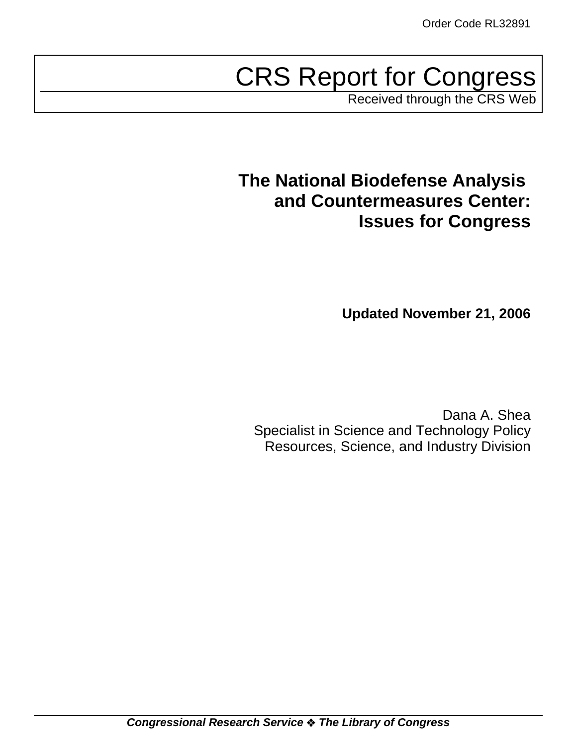Order Code RL32891

# CRS Report for Congress

Received through the CRS Web

# The National Biodefense Analysis and Countermeasures Center: Issues for Congress

**Updated November 21, 2006**

Dana A. Shea
Specialist in Science and Technology Policy
Resources, Science, and Industry Division

***Congressional Research Service ❖ The Library of Congress***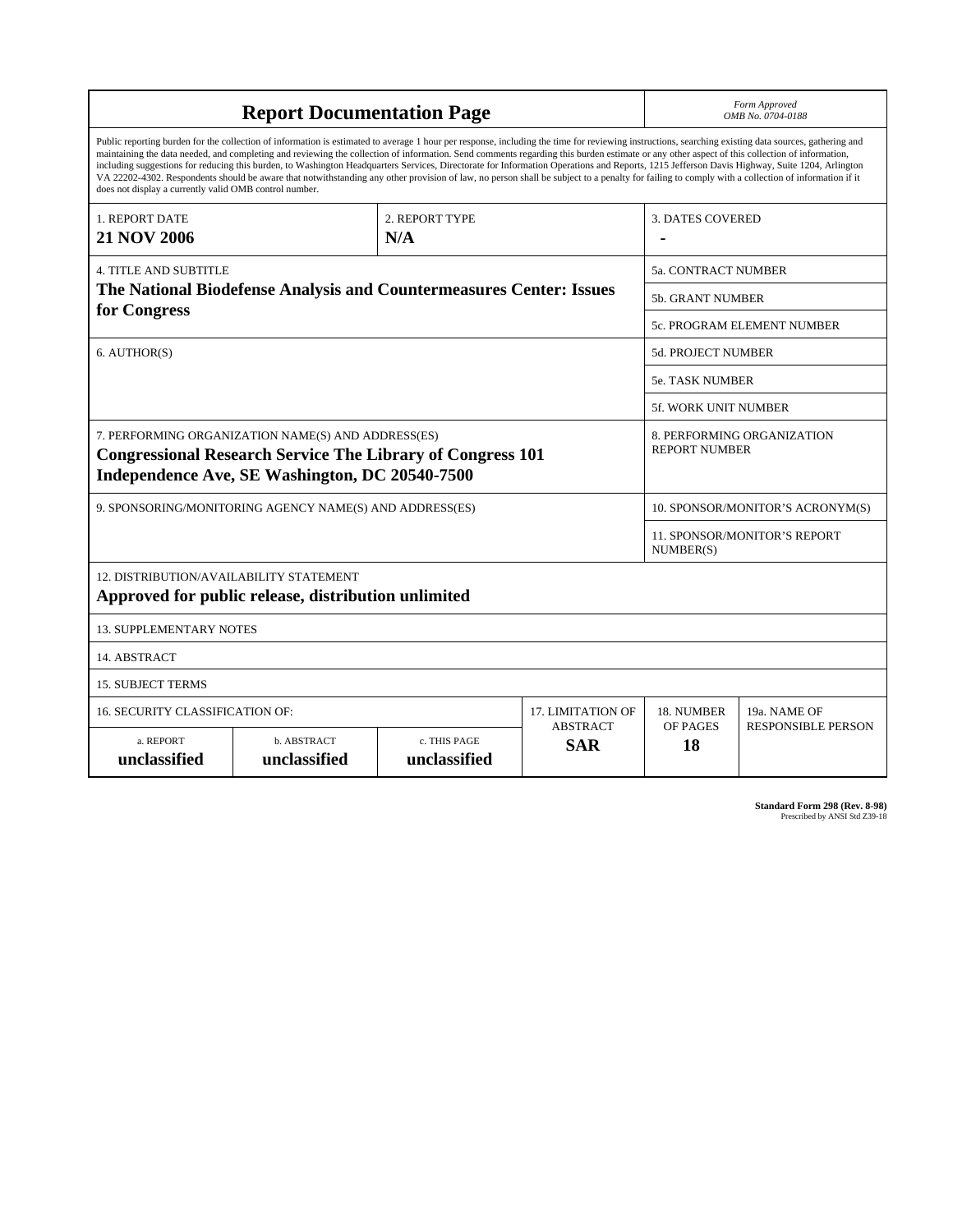| **Report Documentation Page** | | | | | *Form Approved* *OMB No. 0704-0188* |
|---|---|---|---|---|---|
| Public reporting burden for the collection of information is estimated to average 1 hour per response, including the time for reviewing instructions, searching existing data sources, gathering and maintaining the data needed, and completing and reviewing the collection of information. Send comments regarding this burden estimate or any other aspect of this collection of information, including suggestions for reducing this burden, to Washington Headquarters Services, Directorate for Information Operations and Reports, 1215 Jefferson Davis Highway, Suite 1204, Arlington VA 22202-4302. Respondents should be aware that notwithstanding any other provision of law, no person shall be subject to a penalty for failing to comply with a collection of information if it does not display a currently valid OMB control number. | | | | | |
| 1. REPORT DATE **21 NOV 2006** | | 2. REPORT TYPE **N/A** | | 3. DATES COVERED **-** | |
| 4. TITLE AND SUBTITLE **The National Biodefense Analysis and Countermeasures Center: Issues for Congress** | | | | 5a. CONTRACT NUMBER | |
| | | | | 5b. GRANT NUMBER | |
| | | | | 5c. PROGRAM ELEMENT NUMBER | |
| 6. AUTHOR(S) | | | | 5d. PROJECT NUMBER | |
| | | | | 5e. TASK NUMBER | |
| | | | | 5f. WORK UNIT NUMBER | |
| 7. PERFORMING ORGANIZATION NAME(S) AND ADDRESS(ES) **Congressional Research Service The Library of Congress 101 Independence Ave, SE Washington, DC 20540-7500** | | | | 8. PERFORMING ORGANIZATION REPORT NUMBER | |
| 9. SPONSORING/MONITORING AGENCY NAME(S) AND ADDRESS(ES) | | | | 10. SPONSOR/MONITOR'S ACRONYM(S) | |
| | | | | 11. SPONSOR/MONITOR'S REPORT NUMBER(S) | |
| 12. DISTRIBUTION/AVAILABILITY STATEMENT **Approved for public release, distribution unlimited** | | | | | |
| 13. SUPPLEMENTARY NOTES | | | | | |
| 14. ABSTRACT | | | | | |
| 15. SUBJECT TERMS | | | | | |
| 16. SECURITY CLASSIFICATION OF: | | | 17. LIMITATION OF ABSTRACT | 18. NUMBER OF PAGES | 19a. NAME OF RESPONSIBLE PERSON |
| a. REPORT **unclassified** | b. ABSTRACT **unclassified** | c. THIS PAGE **unclassified** | **SAR** | **18** | |

**Standard Form 298 (Rev. 8-98)**
Prescribed by ANSI Std Z39-18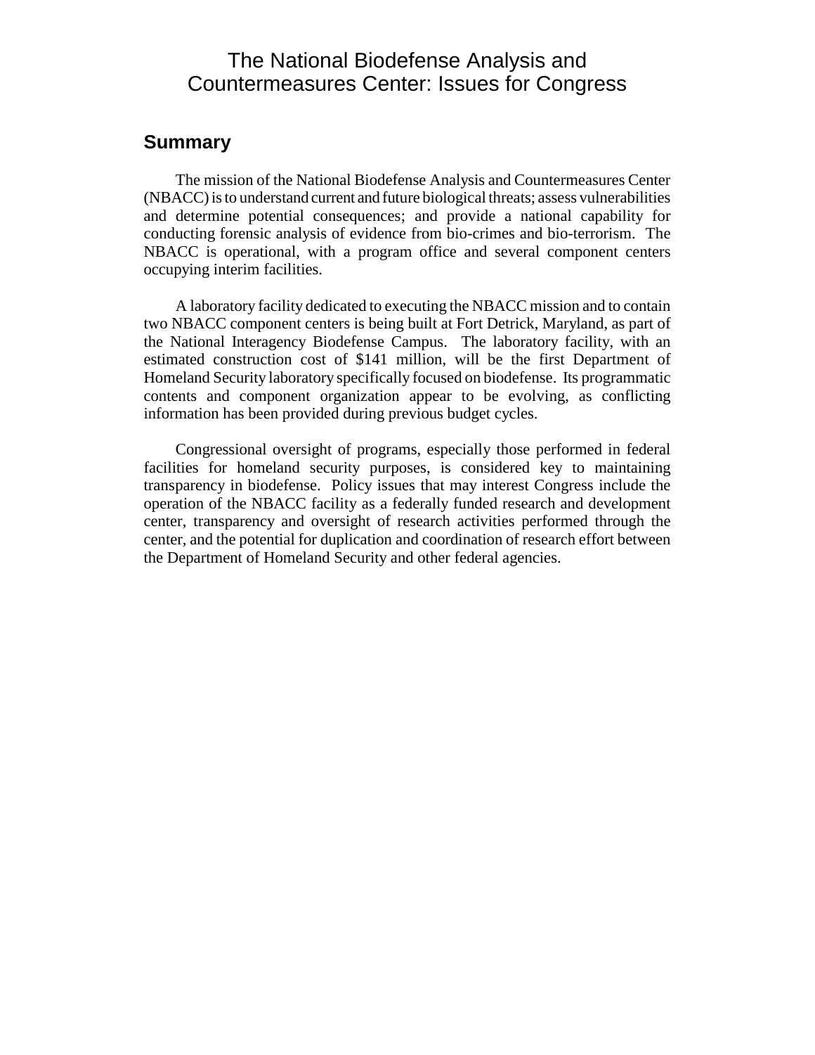# The National Biodefense Analysis and Countermeasures Center: Issues for Congress

## Summary

The mission of the National Biodefense Analysis and Countermeasures Center (NBACC) is to understand current and future biological threats; assess vulnerabilities and determine potential consequences; and provide a national capability for conducting forensic analysis of evidence from bio-crimes and bio-terrorism. The NBACC is operational, with a program office and several component centers occupying interim facilities.

A laboratory facility dedicated to executing the NBACC mission and to contain two NBACC component centers is being built at Fort Detrick, Maryland, as part of the National Interagency Biodefense Campus. The laboratory facility, with an estimated construction cost of $141 million, will be the first Department of Homeland Security laboratory specifically focused on biodefense. Its programmatic contents and component organization appear to be evolving, as conflicting information has been provided during previous budget cycles.

Congressional oversight of programs, especially those performed in federal facilities for homeland security purposes, is considered key to maintaining transparency in biodefense. Policy issues that may interest Congress include the operation of the NBACC facility as a federally funded research and development center, transparency and oversight of research activities performed through the center, and the potential for duplication and coordination of research effort between the Department of Homeland Security and other federal agencies.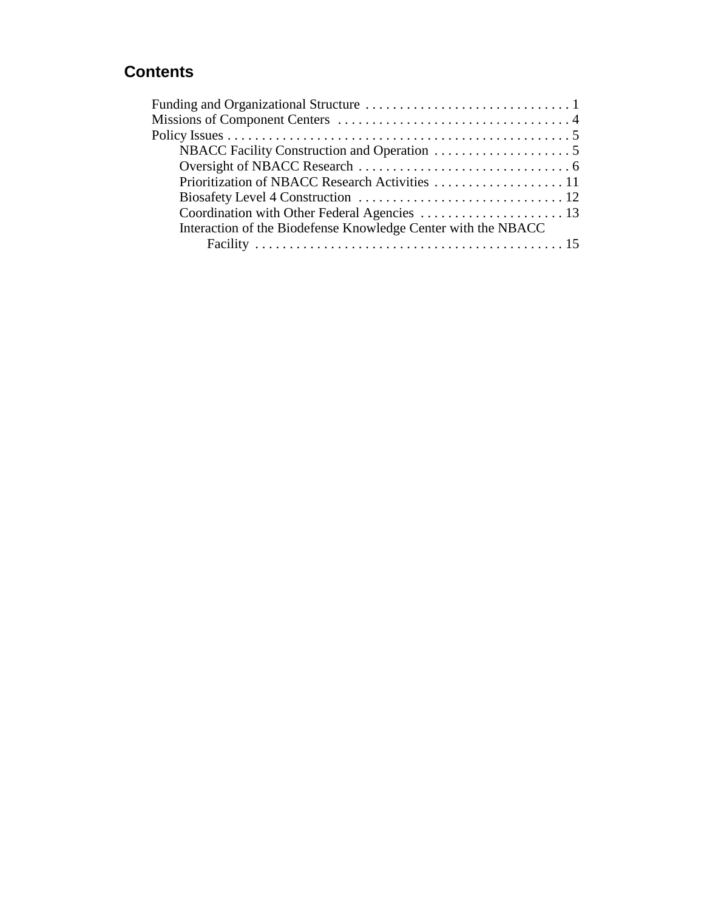## Contents

Funding and Organizational Structure . . . . . . . . . . . . . . . . . . . . . . . . . . . . . . 1
Missions of Component Centers . . . . . . . . . . . . . . . . . . . . . . . . . . . . . . . . . . 4
Policy Issues . . . . . . . . . . . . . . . . . . . . . . . . . . . . . . . . . . . . . . . . . . . . . . . . . . 5
- NBACC Facility Construction and Operation . . . . . . . . . . . . . . . . . . . . 5
- Oversight of NBACC Research . . . . . . . . . . . . . . . . . . . . . . . . . . . . . . . 6
- Prioritization of NBACC Research Activities . . . . . . . . . . . . . . . . . . . 11
- Biosafety Level 4 Construction . . . . . . . . . . . . . . . . . . . . . . . . . . . . . . 12
- Coordination with Other Federal Agencies . . . . . . . . . . . . . . . . . . . . . 13
- Interaction of the Biodefense Knowledge Center with the NBACC Facility . . . . . . . . . . . . . . . . . . . . . . . . . . . . . . . . . . . . . . . . . . . . . 15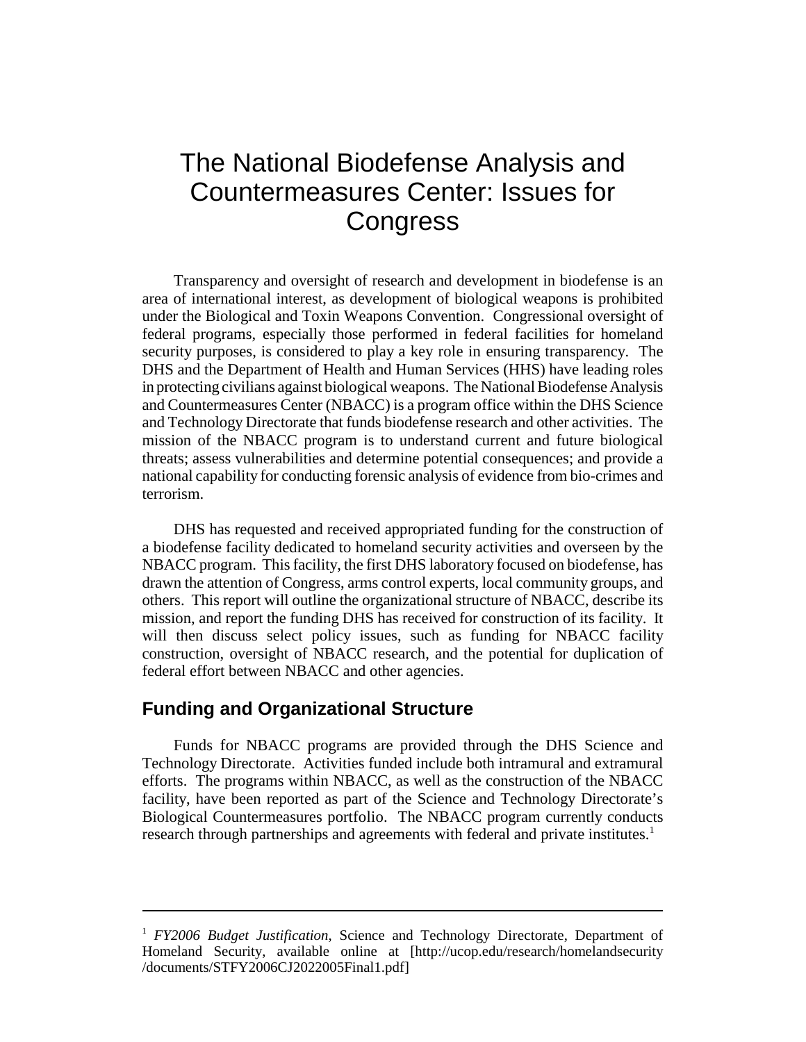# The National Biodefense Analysis and Countermeasures Center: Issues for Congress

Transparency and oversight of research and development in biodefense is an area of international interest, as development of biological weapons is prohibited under the Biological and Toxin Weapons Convention. Congressional oversight of federal programs, especially those performed in federal facilities for homeland security purposes, is considered to play a key role in ensuring transparency. The DHS and the Department of Health and Human Services (HHS) have leading roles in protecting civilians against biological weapons. The National Biodefense Analysis and Countermeasures Center (NBACC) is a program office within the DHS Science and Technology Directorate that funds biodefense research and other activities. The mission of the NBACC program is to understand current and future biological threats; assess vulnerabilities and determine potential consequences; and provide a national capability for conducting forensic analysis of evidence from bio-crimes and terrorism.

DHS has requested and received appropriated funding for the construction of a biodefense facility dedicated to homeland security activities and overseen by the NBACC program. This facility, the first DHS laboratory focused on biodefense, has drawn the attention of Congress, arms control experts, local community groups, and others. This report will outline the organizational structure of NBACC, describe its mission, and report the funding DHS has received for construction of its facility. It will then discuss select policy issues, such as funding for NBACC facility construction, oversight of NBACC research, and the potential for duplication of federal effort between NBACC and other agencies.

## Funding and Organizational Structure

Funds for NBACC programs are provided through the DHS Science and Technology Directorate. Activities funded include both intramural and extramural efforts. The programs within NBACC, as well as the construction of the NBACC facility, have been reported as part of the Science and Technology Directorate's Biological Countermeasures portfolio. The NBACC program currently conducts research through partnerships and agreements with federal and private institutes.[1]

---

[1] *FY2006 Budget Justification*, Science and Technology Directorate, Department of Homeland Security, available online at [http://ucop.edu/research/homelandsecurity/documents/STFY2006CJ2022005Final1.pdf]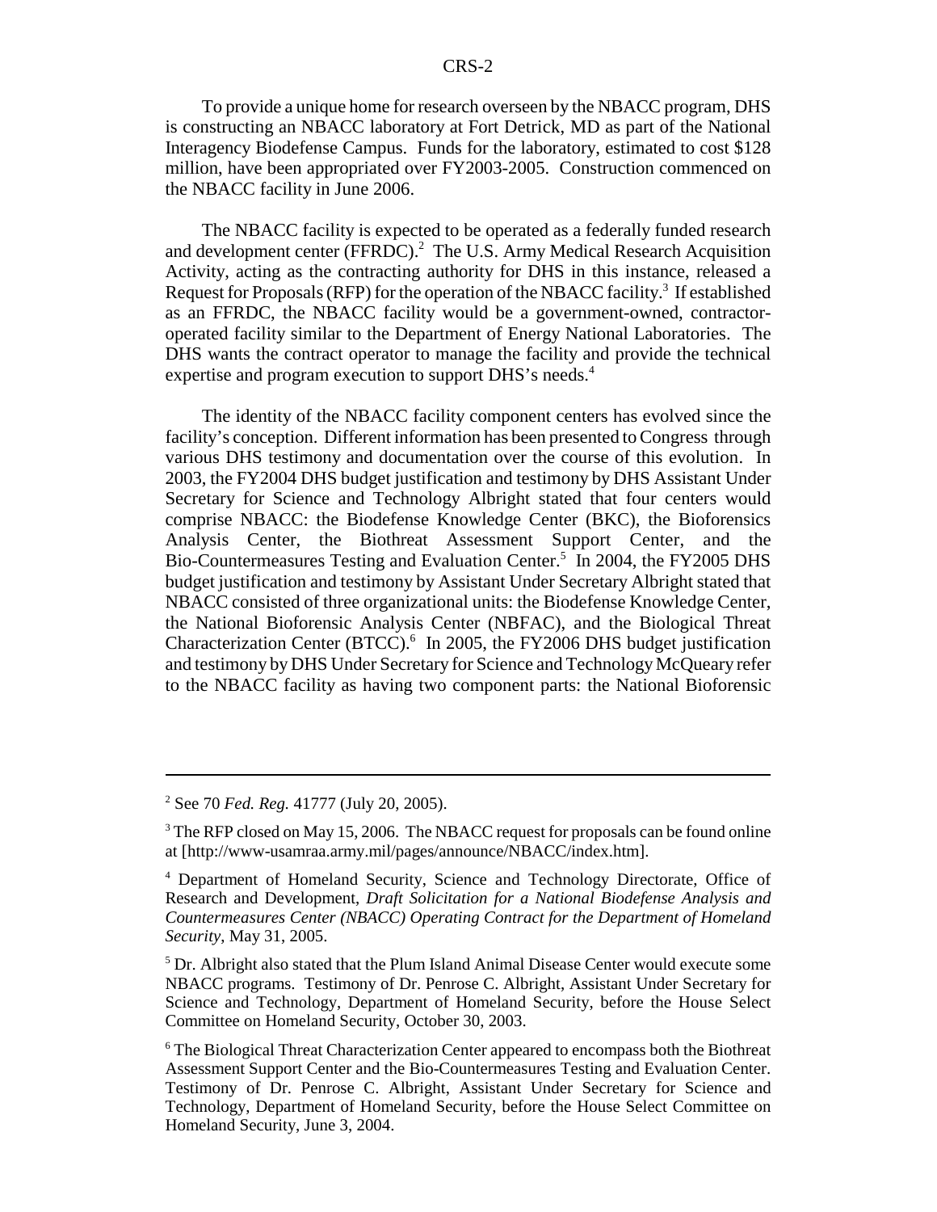To provide a unique home for research overseen by the NBACC program, DHS is constructing an NBACC laboratory at Fort Detrick, MD as part of the National Interagency Biodefense Campus. Funds for the laboratory, estimated to cost $128 million, have been appropriated over FY2003-2005. Construction commenced on the NBACC facility in June 2006.

The NBACC facility is expected to be operated as a federally funded research and development center (FFRDC).[2] The U.S. Army Medical Research Acquisition Activity, acting as the contracting authority for DHS in this instance, released a Request for Proposals (RFP) for the operation of the NBACC facility.[3] If established as an FFRDC, the NBACC facility would be a government-owned, contractor-operated facility similar to the Department of Energy National Laboratories. The DHS wants the contract operator to manage the facility and provide the technical expertise and program execution to support DHS's needs.[4]

The identity of the NBACC facility component centers has evolved since the facility's conception. Different information has been presented to Congress through various DHS testimony and documentation over the course of this evolution. In 2003, the FY2004 DHS budget justification and testimony by DHS Assistant Under Secretary for Science and Technology Albright stated that four centers would comprise NBACC: the Biodefense Knowledge Center (BKC), the Bioforensics Analysis Center, the Biothreat Assessment Support Center, and the Bio-Countermeasures Testing and Evaluation Center.[5] In 2004, the FY2005 DHS budget justification and testimony by Assistant Under Secretary Albright stated that NBACC consisted of three organizational units: the Biodefense Knowledge Center, the National Bioforensic Analysis Center (NBFAC), and the Biological Threat Characterization Center (BTCC).[6] In 2005, the FY2006 DHS budget justification and testimony by DHS Under Secretary for Science and Technology McQueary refer to the NBACC facility as having two component parts: the National Bioforensic

---

[2] See 70 *Fed. Reg.* 41777 (July 20, 2005).

[3] The RFP closed on May 15, 2006. The NBACC request for proposals can be found online at [http://www-usamraa.army.mil/pages/announce/NBACC/index.htm].

[4] Department of Homeland Security, Science and Technology Directorate, Office of Research and Development, *Draft Solicitation for a National Biodefense Analysis and Countermeasures Center (NBACC) Operating Contract for the Department of Homeland Security*, May 31, 2005.

[5] Dr. Albright also stated that the Plum Island Animal Disease Center would execute some NBACC programs. Testimony of Dr. Penrose C. Albright, Assistant Under Secretary for Science and Technology, Department of Homeland Security, before the House Select Committee on Homeland Security, October 30, 2003.

[6] The Biological Threat Characterization Center appeared to encompass both the Biothreat Assessment Support Center and the Bio-Countermeasures Testing and Evaluation Center. Testimony of Dr. Penrose C. Albright, Assistant Under Secretary for Science and Technology, Department of Homeland Security, before the House Select Committee on Homeland Security, June 3, 2004.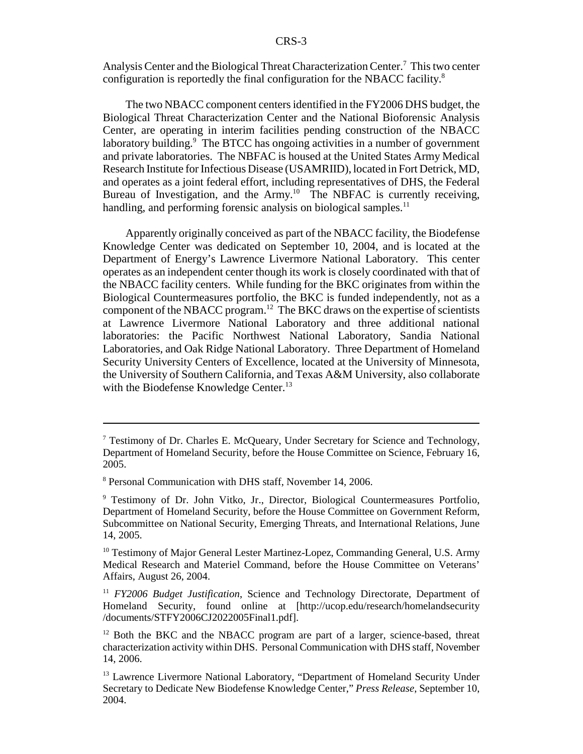Analysis Center and the Biological Threat Characterization Center.[7] This two center configuration is reportedly the final configuration for the NBACC facility.[8]

The two NBACC component centers identified in the FY2006 DHS budget, the Biological Threat Characterization Center and the National Bioforensic Analysis Center, are operating in interim facilities pending construction of the NBACC laboratory building.[9] The BTCC has ongoing activities in a number of government and private laboratories. The NBFAC is housed at the United States Army Medical Research Institute for Infectious Disease (USAMRIID), located in Fort Detrick, MD, and operates as a joint federal effort, including representatives of DHS, the Federal Bureau of Investigation, and the Army.[10] The NBFAC is currently receiving, handling, and performing forensic analysis on biological samples.[11]

Apparently originally conceived as part of the NBACC facility, the Biodefense Knowledge Center was dedicated on September 10, 2004, and is located at the Department of Energy's Lawrence Livermore National Laboratory. This center operates as an independent center though its work is closely coordinated with that of the NBACC facility centers. While funding for the BKC originates from within the Biological Countermeasures portfolio, the BKC is funded independently, not as a component of the NBACC program.[12] The BKC draws on the expertise of scientists at Lawrence Livermore National Laboratory and three additional national laboratories: the Pacific Northwest National Laboratory, Sandia National Laboratories, and Oak Ridge National Laboratory. Three Department of Homeland Security University Centers of Excellence, located at the University of Minnesota, the University of Southern California, and Texas A&M University, also collaborate with the Biodefense Knowledge Center.[13]

---

[7] Testimony of Dr. Charles E. McQueary, Under Secretary for Science and Technology, Department of Homeland Security, before the House Committee on Science, February 16, 2005.

[8] Personal Communication with DHS staff, November 14, 2006.

[9] Testimony of Dr. John Vitko, Jr., Director, Biological Countermeasures Portfolio, Department of Homeland Security, before the House Committee on Government Reform, Subcommittee on National Security, Emerging Threats, and International Relations, June 14, 2005.

[10] Testimony of Major General Lester Martinez-Lopez, Commanding General, U.S. Army Medical Research and Materiel Command, before the House Committee on Veterans' Affairs, August 26, 2004.

[11] *FY2006 Budget Justification*, Science and Technology Directorate, Department of Homeland Security, found online at [http://ucop.edu/research/homelandsecurity/documents/STFY2006CJ2022005Final1.pdf].

[12] Both the BKC and the NBACC program are part of a larger, science-based, threat characterization activity within DHS. Personal Communication with DHS staff, November 14, 2006.

[13] Lawrence Livermore National Laboratory, "Department of Homeland Security Under Secretary to Dedicate New Biodefense Knowledge Center," *Press Release*, September 10, 2004.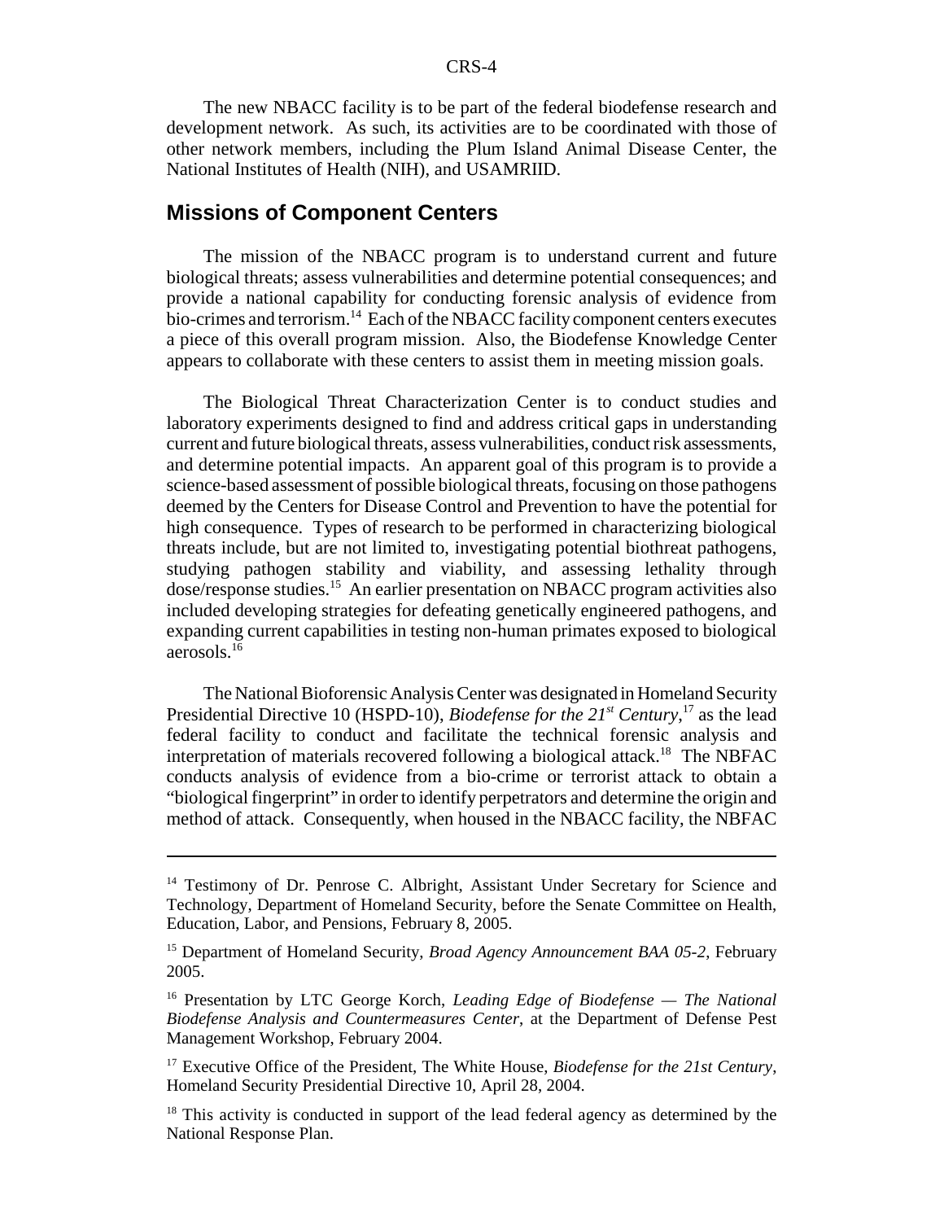The new NBACC facility is to be part of the federal biodefense research and development network. As such, its activities are to be coordinated with those of other network members, including the Plum Island Animal Disease Center, the National Institutes of Health (NIH), and USAMRIID.

## Missions of Component Centers

The mission of the NBACC program is to understand current and future biological threats; assess vulnerabilities and determine potential consequences; and provide a national capability for conducting forensic analysis of evidence from bio-crimes and terrorism.[14] Each of the NBACC facility component centers executes a piece of this overall program mission. Also, the Biodefense Knowledge Center appears to collaborate with these centers to assist them in meeting mission goals.

The Biological Threat Characterization Center is to conduct studies and laboratory experiments designed to find and address critical gaps in understanding current and future biological threats, assess vulnerabilities, conduct risk assessments, and determine potential impacts. An apparent goal of this program is to provide a science-based assessment of possible biological threats, focusing on those pathogens deemed by the Centers for Disease Control and Prevention to have the potential for high consequence. Types of research to be performed in characterizing biological threats include, but are not limited to, investigating potential biothreat pathogens, studying pathogen stability and viability, and assessing lethality through dose/response studies.[15] An earlier presentation on NBACC program activities also included developing strategies for defeating genetically engineered pathogens, and expanding current capabilities in testing non-human primates exposed to biological aerosols.[16]

The National Bioforensic Analysis Center was designated in Homeland Security Presidential Directive 10 (HSPD-10), *Biodefense for the 21st Century*,[17] as the lead federal facility to conduct and facilitate the technical forensic analysis and interpretation of materials recovered following a biological attack.[18] The NBFAC conducts analysis of evidence from a bio-crime or terrorist attack to obtain a "biological fingerprint" in order to identify perpetrators and determine the origin and method of attack. Consequently, when housed in the NBACC facility, the NBFAC

---

[14] Testimony of Dr. Penrose C. Albright, Assistant Under Secretary for Science and Technology, Department of Homeland Security, before the Senate Committee on Health, Education, Labor, and Pensions, February 8, 2005.

[15] Department of Homeland Security, *Broad Agency Announcement BAA 05-2*, February 2005.

[16] Presentation by LTC George Korch, *Leading Edge of Biodefense — The National Biodefense Analysis and Countermeasures Center*, at the Department of Defense Pest Management Workshop, February 2004.

[17] Executive Office of the President, The White House, *Biodefense for the 21st Century*, Homeland Security Presidential Directive 10, April 28, 2004.

[18] This activity is conducted in support of the lead federal agency as determined by the National Response Plan.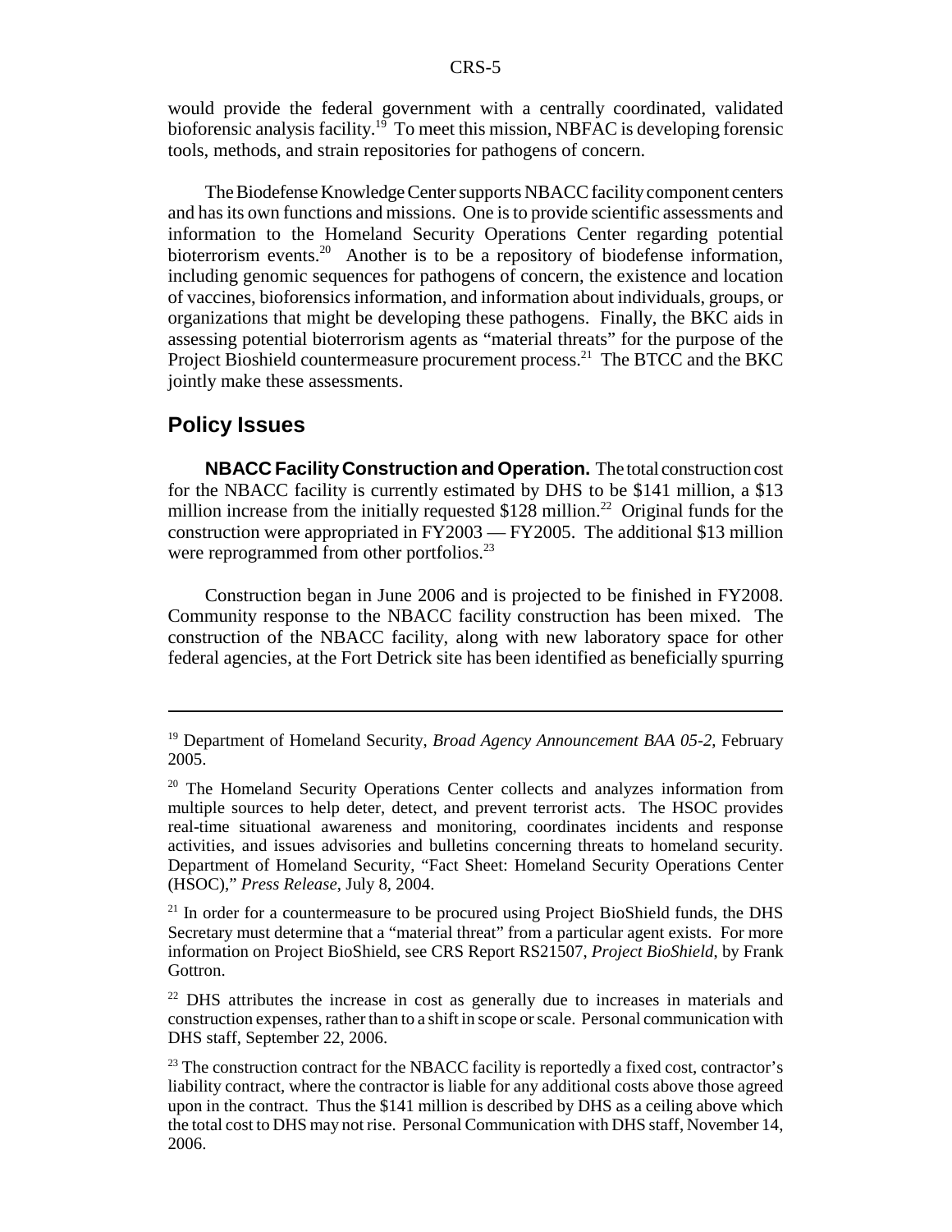would provide the federal government with a centrally coordinated, validated bioforensic analysis facility.[19] To meet this mission, NBFAC is developing forensic tools, methods, and strain repositories for pathogens of concern.

The Biodefense Knowledge Center supports NBACC facility component centers and has its own functions and missions. One is to provide scientific assessments and information to the Homeland Security Operations Center regarding potential bioterrorism events.[20] Another is to be a repository of biodefense information, including genomic sequences for pathogens of concern, the existence and location of vaccines, bioforensics information, and information about individuals, groups, or organizations that might be developing these pathogens. Finally, the BKC aids in assessing potential bioterrorism agents as "material threats" for the purpose of the Project Bioshield countermeasure procurement process.[21] The BTCC and the BKC jointly make these assessments.

## Policy Issues

**NBACC Facility Construction and Operation.** The total construction cost for the NBACC facility is currently estimated by DHS to be $141 million, a $13 million increase from the initially requested $128 million.[22] Original funds for the construction were appropriated in FY2003 — FY2005. The additional $13 million were reprogrammed from other portfolios.[23]

Construction began in June 2006 and is projected to be finished in FY2008. Community response to the NBACC facility construction has been mixed. The construction of the NBACC facility, along with new laboratory space for other federal agencies, at the Fort Detrick site has been identified as beneficially spurring

---

[19] Department of Homeland Security, *Broad Agency Announcement BAA 05-2*, February 2005.

[20] The Homeland Security Operations Center collects and analyzes information from multiple sources to help deter, detect, and prevent terrorist acts. The HSOC provides real-time situational awareness and monitoring, coordinates incidents and response activities, and issues advisories and bulletins concerning threats to homeland security. Department of Homeland Security, "Fact Sheet: Homeland Security Operations Center (HSOC)," *Press Release*, July 8, 2004.

[21] In order for a countermeasure to be procured using Project BioShield funds, the DHS Secretary must determine that a "material threat" from a particular agent exists. For more information on Project BioShield, see CRS Report RS21507, *Project BioShield*, by Frank Gottron.

[22] DHS attributes the increase in cost as generally due to increases in materials and construction expenses, rather than to a shift in scope or scale. Personal communication with DHS staff, September 22, 2006.

[23] The construction contract for the NBACC facility is reportedly a fixed cost, contractor's liability contract, where the contractor is liable for any additional costs above those agreed upon in the contract. Thus the $141 million is described by DHS as a ceiling above which the total cost to DHS may not rise. Personal Communication with DHS staff, November 14, 2006.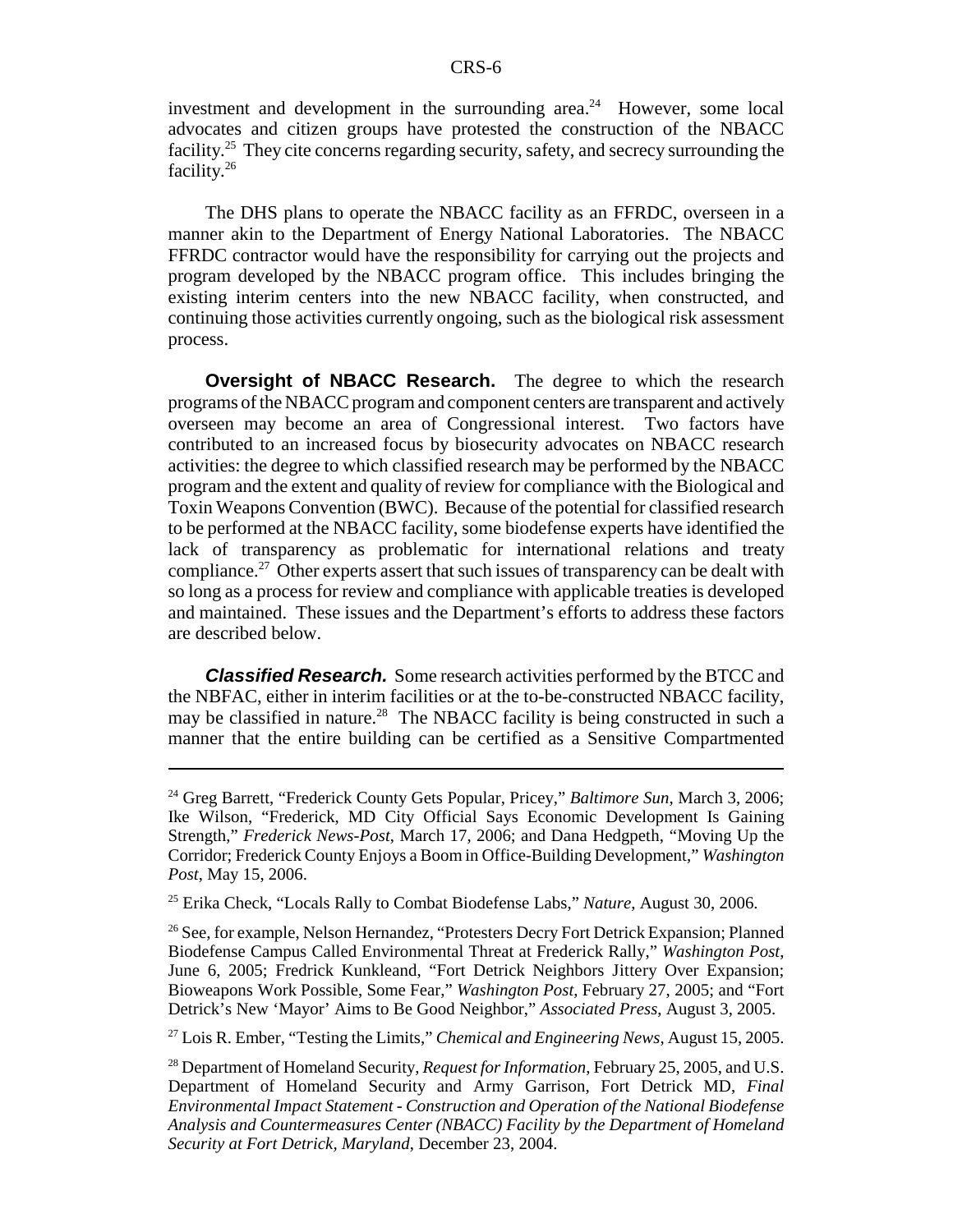investment and development in the surrounding area.[24] However, some local advocates and citizen groups have protested the construction of the NBACC facility.[25] They cite concerns regarding security, safety, and secrecy surrounding the facility.[26]

The DHS plans to operate the NBACC facility as an FFRDC, overseen in a manner akin to the Department of Energy National Laboratories. The NBACC FFRDC contractor would have the responsibility for carrying out the projects and program developed by the NBACC program office. This includes bringing the existing interim centers into the new NBACC facility, when constructed, and continuing those activities currently ongoing, such as the biological risk assessment process.

**Oversight of NBACC Research.** The degree to which the research programs of the NBACC program and component centers are transparent and actively overseen may become an area of Congressional interest. Two factors have contributed to an increased focus by biosecurity advocates on NBACC research activities: the degree to which classified research may be performed by the NBACC program and the extent and quality of review for compliance with the Biological and Toxin Weapons Convention (BWC). Because of the potential for classified research to be performed at the NBACC facility, some biodefense experts have identified the lack of transparency as problematic for international relations and treaty compliance.[27] Other experts assert that such issues of transparency can be dealt with so long as a process for review and compliance with applicable treaties is developed and maintained. These issues and the Department's efforts to address these factors are described below.

***Classified Research.*** Some research activities performed by the BTCC and the NBFAC, either in interim facilities or at the to-be-constructed NBACC facility, may be classified in nature.[28] The NBACC facility is being constructed in such a manner that the entire building can be certified as a Sensitive Compartmented

---

[24] Greg Barrett, "Frederick County Gets Popular, Pricey," *Baltimore Sun*, March 3, 2006; Ike Wilson, "Frederick, MD City Official Says Economic Development Is Gaining Strength," *Frederick News-Post*, March 17, 2006; and Dana Hedgpeth, "Moving Up the Corridor; Frederick County Enjoys a Boom in Office-Building Development," *Washington Post*, May 15, 2006.

[25] Erika Check, "Locals Rally to Combat Biodefense Labs," *Nature*, August 30, 2006.

[26] See, for example, Nelson Hernandez, "Protesters Decry Fort Detrick Expansion; Planned Biodefense Campus Called Environmental Threat at Frederick Rally," *Washington Post*, June 6, 2005; Fredrick Kunkleand, "Fort Detrick Neighbors Jittery Over Expansion; Bioweapons Work Possible, Some Fear," *Washington Post*, February 27, 2005; and "Fort Detrick's New 'Mayor' Aims to Be Good Neighbor," *Associated Press*, August 3, 2005.

[27] Lois R. Ember, "Testing the Limits," *Chemical and Engineering News*, August 15, 2005.

[28] Department of Homeland Security, *Request for Information*, February 25, 2005, and U.S. Department of Homeland Security and Army Garrison, Fort Detrick MD, *Final Environmental Impact Statement - Construction and Operation of the National Biodefense Analysis and Countermeasures Center (NBACC) Facility by the Department of Homeland Security at Fort Detrick, Maryland*, December 23, 2004.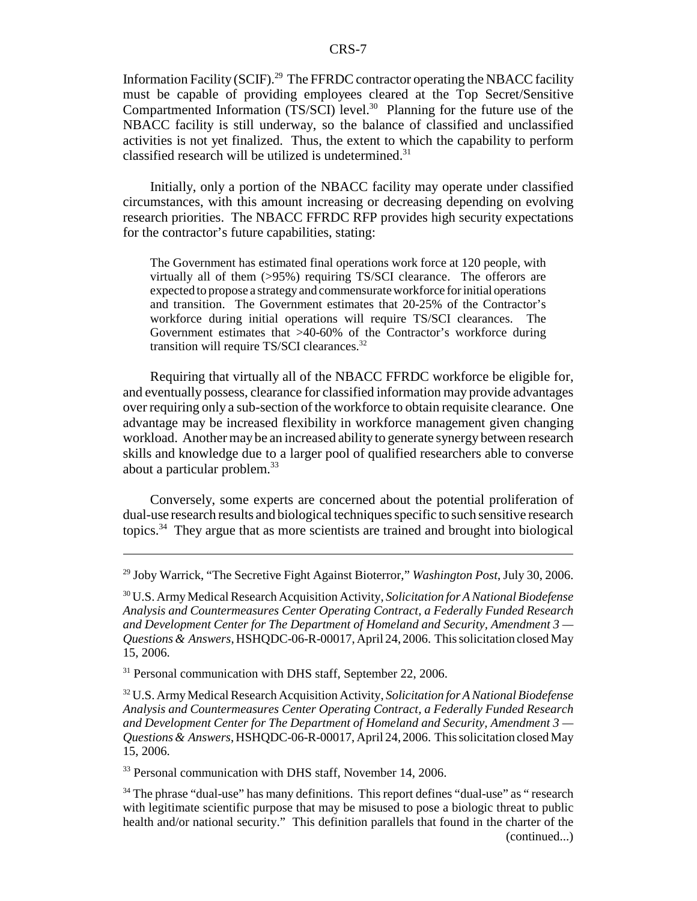Information Facility (SCIF).[29] The FFRDC contractor operating the NBACC facility must be capable of providing employees cleared at the Top Secret/Sensitive Compartmented Information (TS/SCI) level.[30] Planning for the future use of the NBACC facility is still underway, so the balance of classified and unclassified activities is not yet finalized. Thus, the extent to which the capability to perform classified research will be utilized is undetermined.[31]

Initially, only a portion of the NBACC facility may operate under classified circumstances, with this amount increasing or decreasing depending on evolving research priorities. The NBACC FFRDC RFP provides high security expectations for the contractor's future capabilities, stating:

> The Government has estimated final operations work force at 120 people, with virtually all of them (>95%) requiring TS/SCI clearance. The offerors are expected to propose a strategy and commensurate workforce for initial operations and transition. The Government estimates that 20-25% of the Contractor's workforce during initial operations will require TS/SCI clearances. The Government estimates that >40-60% of the Contractor's workforce during transition will require TS/SCI clearances.[32]

Requiring that virtually all of the NBACC FFRDC workforce be eligible for, and eventually possess, clearance for classified information may provide advantages over requiring only a sub-section of the workforce to obtain requisite clearance. One advantage may be increased flexibility in workforce management given changing workload. Another may be an increased ability to generate synergy between research skills and knowledge due to a larger pool of qualified researchers able to converse about a particular problem.[33]

Conversely, some experts are concerned about the potential proliferation of dual-use research results and biological techniques specific to such sensitive research topics.[34] They argue that as more scientists are trained and brought into biological

---

[29] Joby Warrick, "The Secretive Fight Against Bioterror," *Washington Post*, July 30, 2006.

[30] U.S. Army Medical Research Acquisition Activity, *Solicitation for A National Biodefense Analysis and Countermeasures Center Operating Contract, a Federally Funded Research and Development Center for The Department of Homeland Security, Amendment 3 — Questions & Answers*, HSHQDC-06-R-00017, April 24, 2006. This solicitation closed May 15, 2006.

[31] Personal communication with DHS staff, September 22, 2006.

[32] U.S. Army Medical Research Acquisition Activity, *Solicitation for A National Biodefense Analysis and Countermeasures Center Operating Contract, a Federally Funded Research and Development Center for The Department of Homeland Security, Amendment 3 — Questions & Answers*, HSHQDC-06-R-00017, April 24, 2006. This solicitation closed May 15, 2006.

[33] Personal communication with DHS staff, November 14, 2006.

[34] The phrase "dual-use" has many definitions. This report defines "dual-use" as " research with legitimate scientific purpose that may be misused to pose a biologic threat to public health and/or national security." This definition parallels that found in the charter of the (continued...)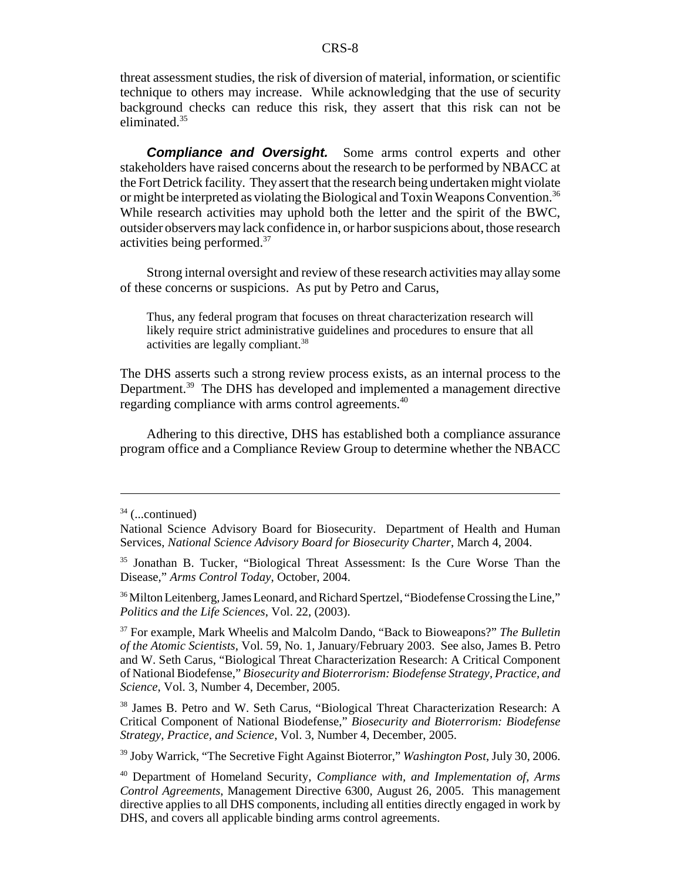threat assessment studies, the risk of diversion of material, information, or scientific technique to others may increase. While acknowledging that the use of security background checks can reduce this risk, they assert that this risk can not be eliminated.[35]

***Compliance and Oversight.*** Some arms control experts and other stakeholders have raised concerns about the research to be performed by NBACC at the Fort Detrick facility. They assert that the research being undertaken might violate or might be interpreted as violating the Biological and Toxin Weapons Convention.[36] While research activities may uphold both the letter and the spirit of the BWC, outsider observers may lack confidence in, or harbor suspicions about, those research activities being performed.[37]

Strong internal oversight and review of these research activities may allay some of these concerns or suspicions. As put by Petro and Carus,

> Thus, any federal program that focuses on threat characterization research will likely require strict administrative guidelines and procedures to ensure that all activities are legally compliant.[38]

The DHS asserts such a strong review process exists, as an internal process to the Department.[39] The DHS has developed and implemented a management directive regarding compliance with arms control agreements.[40]

Adhering to this directive, DHS has established both a compliance assurance program office and a Compliance Review Group to determine whether the NBACC

---

[34] (...continued)
National Science Advisory Board for Biosecurity. Department of Health and Human Services, *National Science Advisory Board for Biosecurity Charter*, March 4, 2004.

[35] Jonathan B. Tucker, "Biological Threat Assessment: Is the Cure Worse Than the Disease," *Arms Control Today*, October, 2004.

[36] Milton Leitenberg, James Leonard, and Richard Spertzel, "Biodefense Crossing the Line," *Politics and the Life Sciences*, Vol. 22, (2003).

[37] For example, Mark Wheelis and Malcolm Dando, "Back to Bioweapons?" *The Bulletin of the Atomic Scientists*, Vol. 59, No. 1, January/February 2003. See also, James B. Petro and W. Seth Carus, "Biological Threat Characterization Research: A Critical Component of National Biodefense," *Biosecurity and Bioterrorism: Biodefense Strategy, Practice, and Science*, Vol. 3, Number 4, December, 2005.

[38] James B. Petro and W. Seth Carus, "Biological Threat Characterization Research: A Critical Component of National Biodefense," *Biosecurity and Bioterrorism: Biodefense Strategy, Practice, and Science*, Vol. 3, Number 4, December, 2005.

[39] Joby Warrick, "The Secretive Fight Against Bioterror," *Washington Post*, July 30, 2006.

[40] Department of Homeland Security, *Compliance with, and Implementation of, Arms Control Agreements*, Management Directive 6300, August 26, 2005. This management directive applies to all DHS components, including all entities directly engaged in work by DHS, and covers all applicable binding arms control agreements.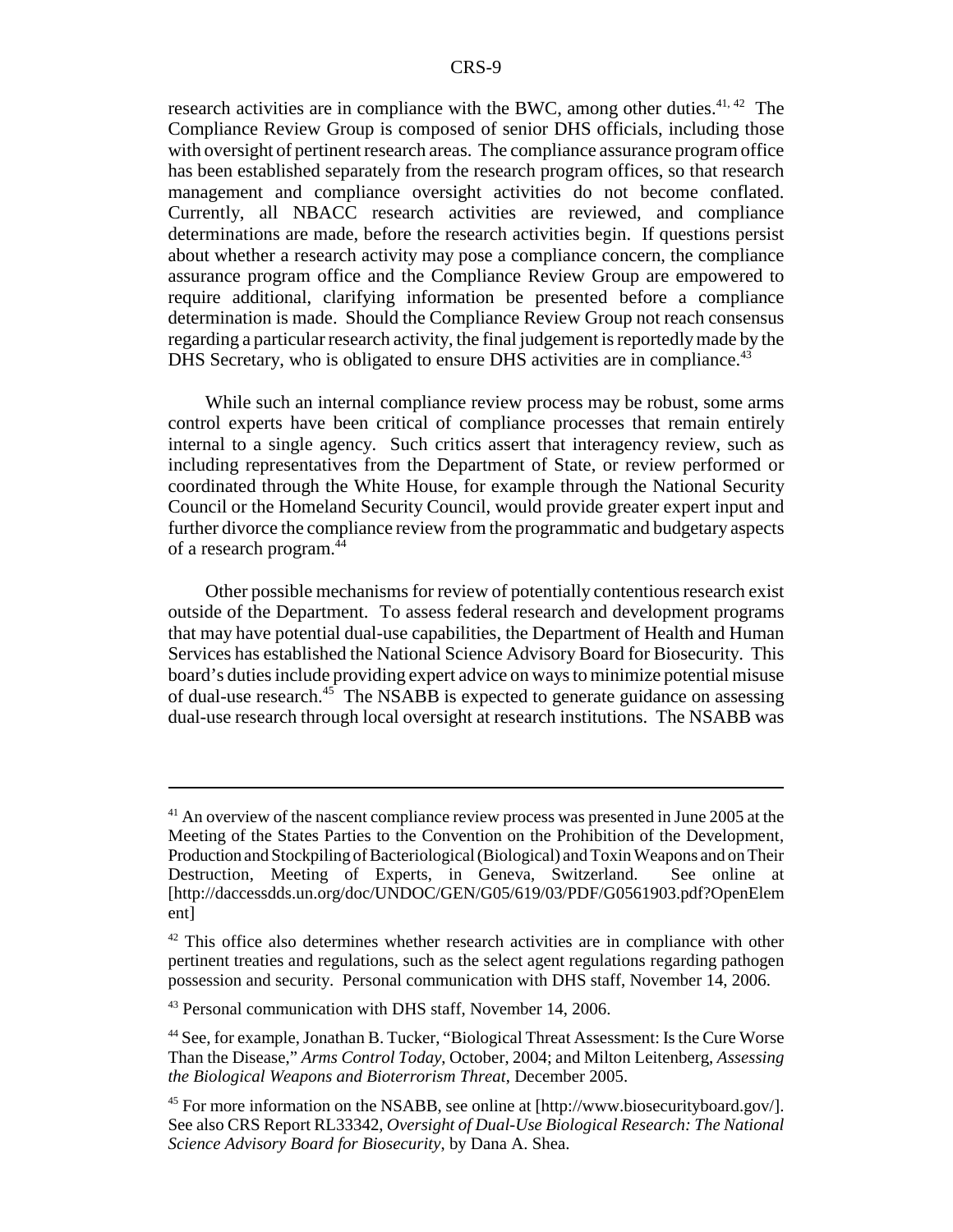research activities are in compliance with the BWC, among other duties.[41, 42] The Compliance Review Group is composed of senior DHS officials, including those with oversight of pertinent research areas. The compliance assurance program office has been established separately from the research program offices, so that research management and compliance oversight activities do not become conflated. Currently, all NBACC research activities are reviewed, and compliance determinations are made, before the research activities begin. If questions persist about whether a research activity may pose a compliance concern, the compliance assurance program office and the Compliance Review Group are empowered to require additional, clarifying information be presented before a compliance determination is made. Should the Compliance Review Group not reach consensus regarding a particular research activity, the final judgement is reportedly made by the DHS Secretary, who is obligated to ensure DHS activities are in compliance.[43]

While such an internal compliance review process may be robust, some arms control experts have been critical of compliance processes that remain entirely internal to a single agency. Such critics assert that interagency review, such as including representatives from the Department of State, or review performed or coordinated through the White House, for example through the National Security Council or the Homeland Security Council, would provide greater expert input and further divorce the compliance review from the programmatic and budgetary aspects of a research program.[44]

Other possible mechanisms for review of potentially contentious research exist outside of the Department. To assess federal research and development programs that may have potential dual-use capabilities, the Department of Health and Human Services has established the National Science Advisory Board for Biosecurity. This board's duties include providing expert advice on ways to minimize potential misuse of dual-use research.[45] The NSABB is expected to generate guidance on assessing dual-use research through local oversight at research institutions. The NSABB was

---

[41] An overview of the nascent compliance review process was presented in June 2005 at the Meeting of the States Parties to the Convention on the Prohibition of the Development, Production and Stockpiling of Bacteriological (Biological) and Toxin Weapons and on Their Destruction, Meeting of Experts, in Geneva, Switzerland. See online at [http://daccessdds.un.org/doc/UNDOC/GEN/G05/619/03/PDF/G0561903.pdf?OpenElement]

[42] This office also determines whether research activities are in compliance with other pertinent treaties and regulations, such as the select agent regulations regarding pathogen possession and security. Personal communication with DHS staff, November 14, 2006.

[43] Personal communication with DHS staff, November 14, 2006.

[44] See, for example, Jonathan B. Tucker, "Biological Threat Assessment: Is the Cure Worse Than the Disease," *Arms Control Today*, October, 2004; and Milton Leitenberg, *Assessing the Biological Weapons and Bioterrorism Threat*, December 2005.

[45] For more information on the NSABB, see online at [http://www.biosecurityboard.gov/]. See also CRS Report RL33342, *Oversight of Dual-Use Biological Research: The National Science Advisory Board for Biosecurity*, by Dana A. Shea.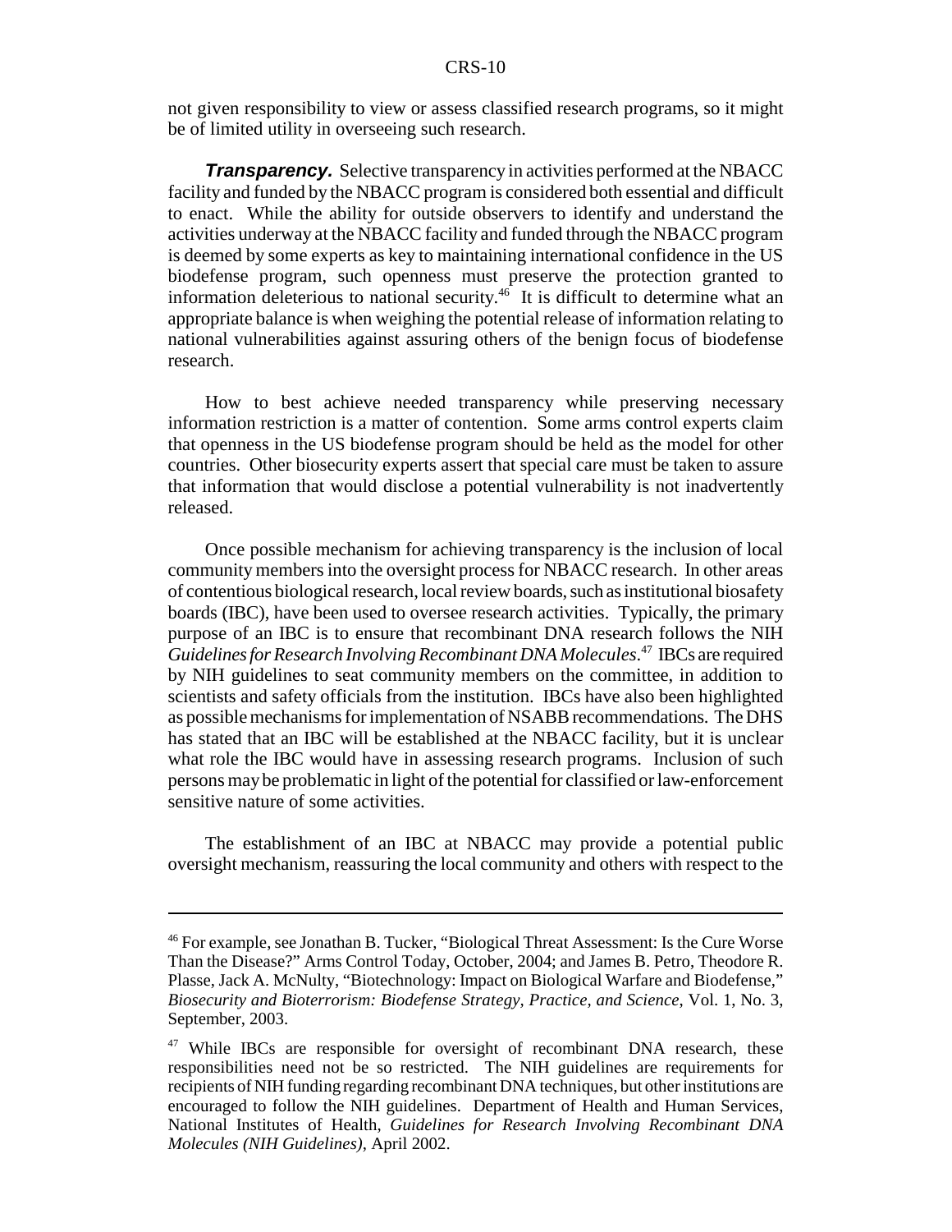not given responsibility to view or assess classified research programs, so it might be of limited utility in overseeing such research.

***Transparency.*** Selective transparency in activities performed at the NBACC facility and funded by the NBACC program is considered both essential and difficult to enact. While the ability for outside observers to identify and understand the activities underway at the NBACC facility and funded through the NBACC program is deemed by some experts as key to maintaining international confidence in the US biodefense program, such openness must preserve the protection granted to information deleterious to national security.[46] It is difficult to determine what an appropriate balance is when weighing the potential release of information relating to national vulnerabilities against assuring others of the benign focus of biodefense research.

How to best achieve needed transparency while preserving necessary information restriction is a matter of contention. Some arms control experts claim that openness in the US biodefense program should be held as the model for other countries. Other biosecurity experts assert that special care must be taken to assure that information that would disclose a potential vulnerability is not inadvertently released.

Once possible mechanism for achieving transparency is the inclusion of local community members into the oversight process for NBACC research. In other areas of contentious biological research, local review boards, such as institutional biosafety boards (IBC), have been used to oversee research activities. Typically, the primary purpose of an IBC is to ensure that recombinant DNA research follows the NIH *Guidelines for Research Involving Recombinant DNA Molecules*.[47] IBCs are required by NIH guidelines to seat community members on the committee, in addition to scientists and safety officials from the institution. IBCs have also been highlighted as possible mechanisms for implementation of NSABB recommendations. The DHS has stated that an IBC will be established at the NBACC facility, but it is unclear what role the IBC would have in assessing research programs. Inclusion of such persons may be problematic in light of the potential for classified or law-enforcement sensitive nature of some activities.

The establishment of an IBC at NBACC may provide a potential public oversight mechanism, reassuring the local community and others with respect to the

---

[46] For example, see Jonathan B. Tucker, "Biological Threat Assessment: Is the Cure Worse Than the Disease?" Arms Control Today, October, 2004; and James B. Petro, Theodore R. Plasse, Jack A. McNulty, "Biotechnology: Impact on Biological Warfare and Biodefense," *Biosecurity and Bioterrorism: Biodefense Strategy, Practice, and Science*, Vol. 1, No. 3, September, 2003.

[47] While IBCs are responsible for oversight of recombinant DNA research, these responsibilities need not be so restricted. The NIH guidelines are requirements for recipients of NIH funding regarding recombinant DNA techniques, but other institutions are encouraged to follow the NIH guidelines. Department of Health and Human Services, National Institutes of Health, *Guidelines for Research Involving Recombinant DNA Molecules (NIH Guidelines)*, April 2002.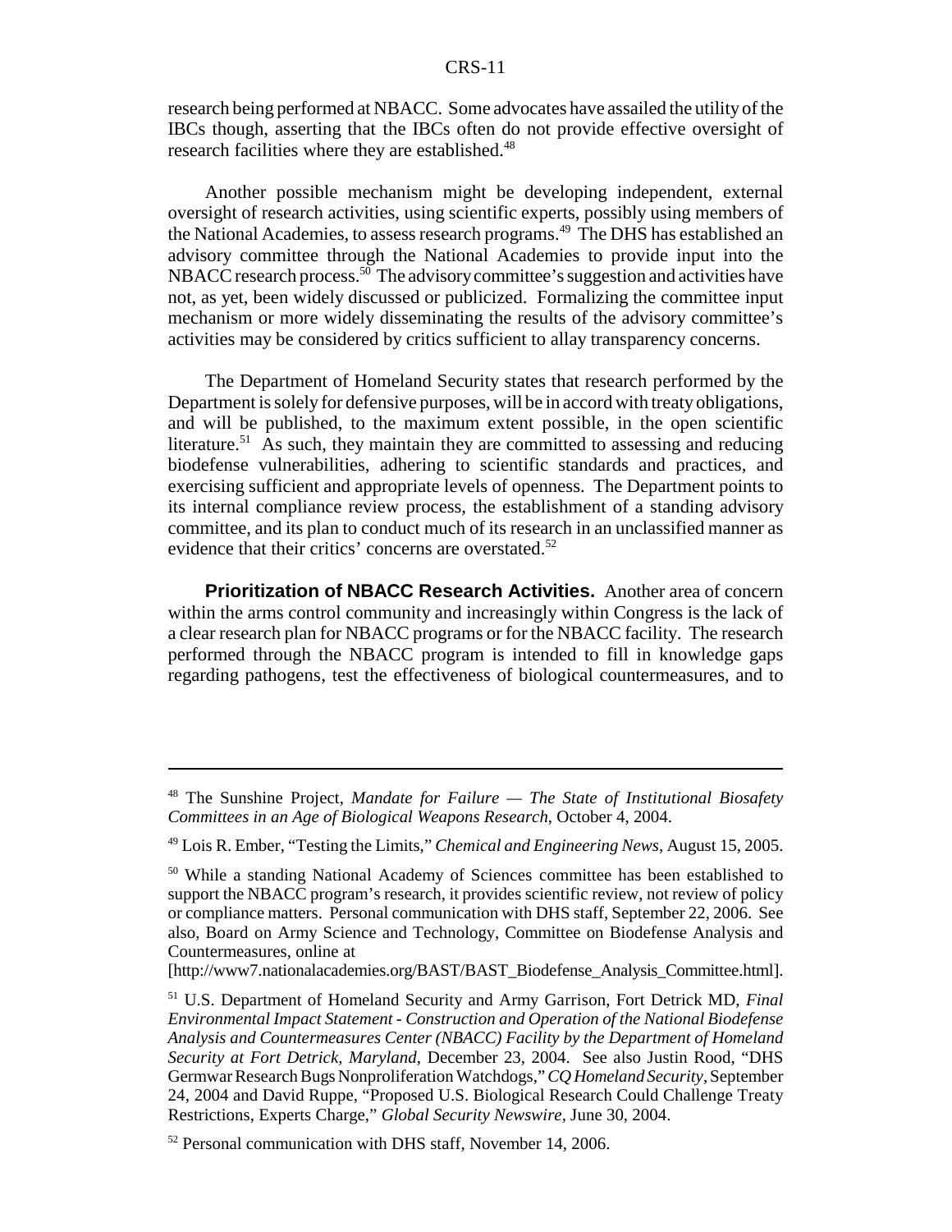research being performed at NBACC. Some advocates have assailed the utility of the IBCs though, asserting that the IBCs often do not provide effective oversight of research facilities where they are established.[48]

Another possible mechanism might be developing independent, external oversight of research activities, using scientific experts, possibly using members of the National Academies, to assess research programs.[49] The DHS has established an advisory committee through the National Academies to provide input into the NBACC research process.[50] The advisory committee's suggestion and activities have not, as yet, been widely discussed or publicized. Formalizing the committee input mechanism or more widely disseminating the results of the advisory committee's activities may be considered by critics sufficient to allay transparency concerns.

The Department of Homeland Security states that research performed by the Department is solely for defensive purposes, will be in accord with treaty obligations, and will be published, to the maximum extent possible, in the open scientific literature.[51] As such, they maintain they are committed to assessing and reducing biodefense vulnerabilities, adhering to scientific standards and practices, and exercising sufficient and appropriate levels of openness. The Department points to its internal compliance review process, the establishment of a standing advisory committee, and its plan to conduct much of its research in an unclassified manner as evidence that their critics' concerns are overstated.[52]

**Prioritization of NBACC Research Activities.** Another area of concern within the arms control community and increasingly within Congress is the lack of a clear research plan for NBACC programs or for the NBACC facility. The research performed through the NBACC program is intended to fill in knowledge gaps regarding pathogens, test the effectiveness of biological countermeasures, and to

---

[48] The Sunshine Project, *Mandate for Failure — The State of Institutional Biosafety Committees in an Age of Biological Weapons Research*, October 4, 2004.

[49] Lois R. Ember, "Testing the Limits," *Chemical and Engineering News*, August 15, 2005.

[50] While a standing National Academy of Sciences committee has been established to support the NBACC program's research, it provides scientific review, not review of policy or compliance matters. Personal communication with DHS staff, September 22, 2006. See also, Board on Army Science and Technology, Committee on Biodefense Analysis and Countermeasures, online at [http://www7.nationalacademies.org/BAST/BAST_Biodefense_Analysis_Committee.html].

[51] U.S. Department of Homeland Security and Army Garrison, Fort Detrick MD, *Final Environmental Impact Statement - Construction and Operation of the National Biodefense Analysis and Countermeasures Center (NBACC) Facility by the Department of Homeland Security at Fort Detrick, Maryland*, December 23, 2004. See also Justin Rood, "DHS Germwar Research Bugs Nonproliferation Watchdogs," *CQ Homeland Security*, September 24, 2004 and David Ruppe, "Proposed U.S. Biological Research Could Challenge Treaty Restrictions, Experts Charge," *Global Security Newswire*, June 30, 2004.

[52] Personal communication with DHS staff, November 14, 2006.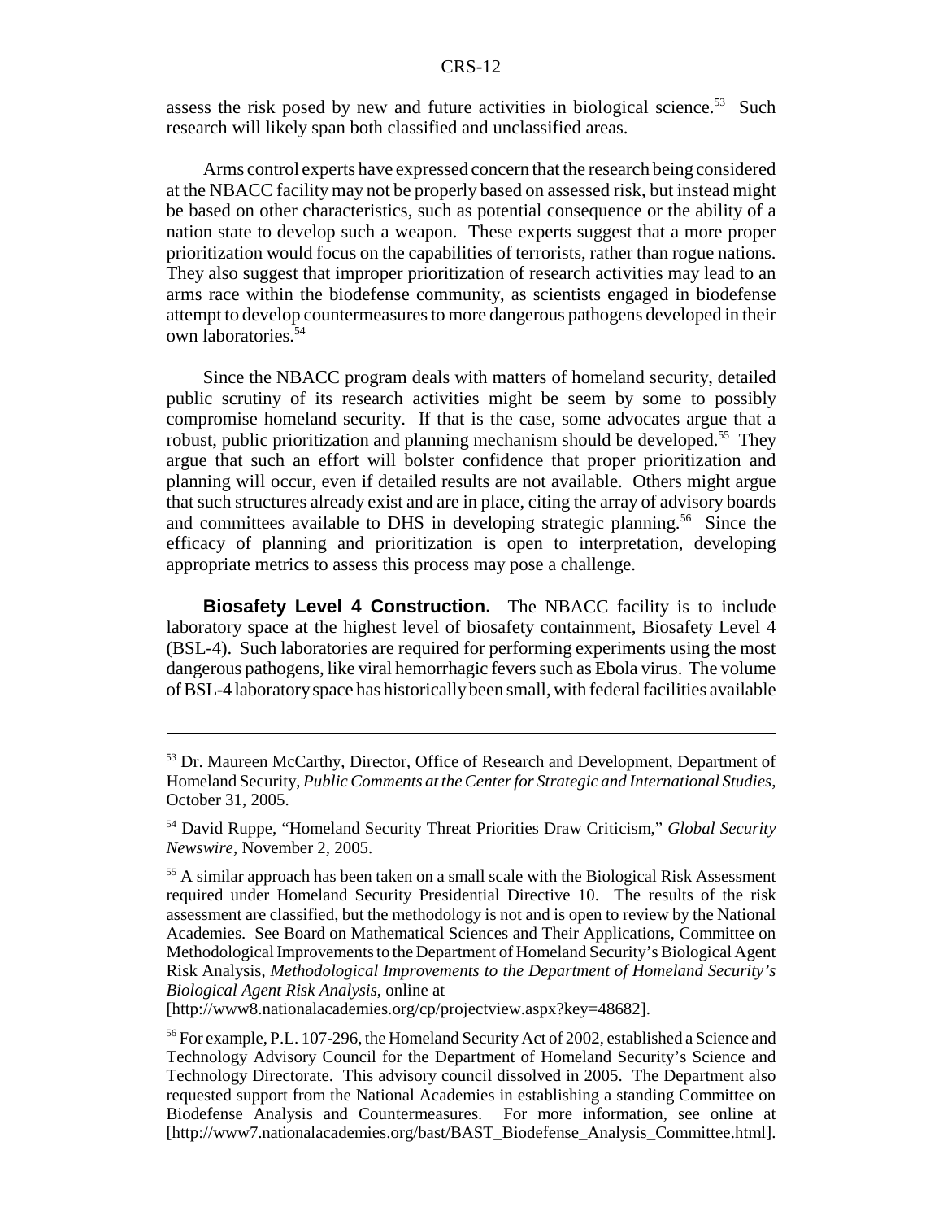assess the risk posed by new and future activities in biological science.[53] Such research will likely span both classified and unclassified areas.

Arms control experts have expressed concern that the research being considered at the NBACC facility may not be properly based on assessed risk, but instead might be based on other characteristics, such as potential consequence or the ability of a nation state to develop such a weapon. These experts suggest that a more proper prioritization would focus on the capabilities of terrorists, rather than rogue nations. They also suggest that improper prioritization of research activities may lead to an arms race within the biodefense community, as scientists engaged in biodefense attempt to develop countermeasures to more dangerous pathogens developed in their own laboratories.[54]

Since the NBACC program deals with matters of homeland security, detailed public scrutiny of its research activities might be seem by some to possibly compromise homeland security. If that is the case, some advocates argue that a robust, public prioritization and planning mechanism should be developed.[55] They argue that such an effort will bolster confidence that proper prioritization and planning will occur, even if detailed results are not available. Others might argue that such structures already exist and are in place, citing the array of advisory boards and committees available to DHS in developing strategic planning.[56] Since the efficacy of planning and prioritization is open to interpretation, developing appropriate metrics to assess this process may pose a challenge.

**Biosafety Level 4 Construction.** The NBACC facility is to include laboratory space at the highest level of biosafety containment, Biosafety Level 4 (BSL-4). Such laboratories are required for performing experiments using the most dangerous pathogens, like viral hemorrhagic fevers such as Ebola virus. The volume of BSL-4 laboratory space has historically been small, with federal facilities available

---

[53] Dr. Maureen McCarthy, Director, Office of Research and Development, Department of Homeland Security, *Public Comments at the Center for Strategic and International Studies*, October 31, 2005.

[54] David Ruppe, "Homeland Security Threat Priorities Draw Criticism," *Global Security Newswire*, November 2, 2005.

[55] A similar approach has been taken on a small scale with the Biological Risk Assessment required under Homeland Security Presidential Directive 10. The results of the risk assessment are classified, but the methodology is not and is open to review by the National Academies. See Board on Mathematical Sciences and Their Applications, Committee on Methodological Improvements to the Department of Homeland Security's Biological Agent Risk Analysis, *Methodological Improvements to the Department of Homeland Security's Biological Agent Risk Analysis*, online at [http://www8.nationalacademies.org/cp/projectview.aspx?key=48682].

[56] For example, P.L. 107-296, the Homeland Security Act of 2002, established a Science and Technology Advisory Council for the Department of Homeland Security's Science and Technology Directorate. This advisory council dissolved in 2005. The Department also requested support from the National Academies in establishing a standing Committee on Biodefense Analysis and Countermeasures. For more information, see online at [http://www7.nationalacademies.org/bast/BAST_Biodefense_Analysis_Committee.html].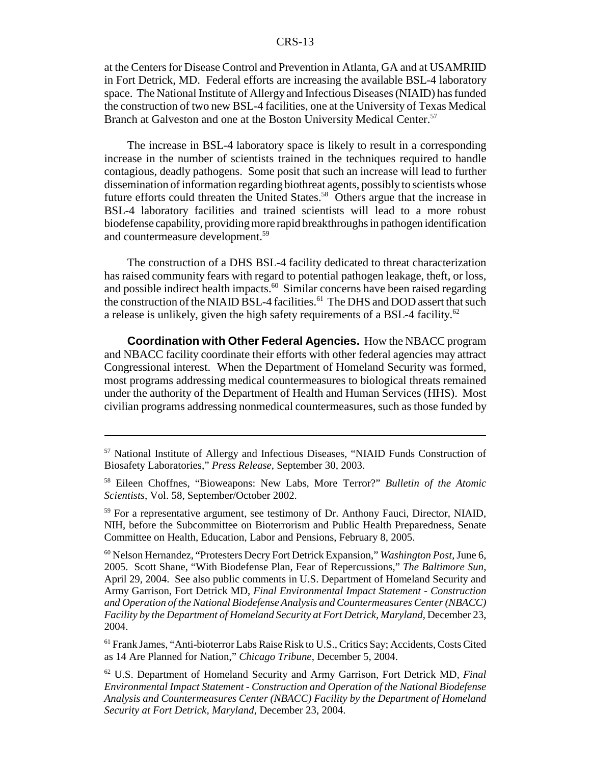at the Centers for Disease Control and Prevention in Atlanta, GA and at USAMRIID in Fort Detrick, MD. Federal efforts are increasing the available BSL-4 laboratory space. The National Institute of Allergy and Infectious Diseases (NIAID) has funded the construction of two new BSL-4 facilities, one at the University of Texas Medical Branch at Galveston and one at the Boston University Medical Center.[57]

The increase in BSL-4 laboratory space is likely to result in a corresponding increase in the number of scientists trained in the techniques required to handle contagious, deadly pathogens. Some posit that such an increase will lead to further dissemination of information regarding biothreat agents, possibly to scientists whose future efforts could threaten the United States.[58] Others argue that the increase in BSL-4 laboratory facilities and trained scientists will lead to a more robust biodefense capability, providing more rapid breakthroughs in pathogen identification and countermeasure development.[59]

The construction of a DHS BSL-4 facility dedicated to threat characterization has raised community fears with regard to potential pathogen leakage, theft, or loss, and possible indirect health impacts.[60] Similar concerns have been raised regarding the construction of the NIAID BSL-4 facilities.[61] The DHS and DOD assert that such a release is unlikely, given the high safety requirements of a BSL-4 facility.[62]

**Coordination with Other Federal Agencies.** How the NBACC program and NBACC facility coordinate their efforts with other federal agencies may attract Congressional interest. When the Department of Homeland Security was formed, most programs addressing medical countermeasures to biological threats remained under the authority of the Department of Health and Human Services (HHS). Most civilian programs addressing nonmedical countermeasures, such as those funded by

---

[57] National Institute of Allergy and Infectious Diseases, "NIAID Funds Construction of Biosafety Laboratories," *Press Release*, September 30, 2003.

[58] Eileen Choffnes, "Bioweapons: New Labs, More Terror?" *Bulletin of the Atomic Scientists*, Vol. 58, September/October 2002.

[59] For a representative argument, see testimony of Dr. Anthony Fauci, Director, NIAID, NIH, before the Subcommittee on Bioterrorism and Public Health Preparedness, Senate Committee on Health, Education, Labor and Pensions, February 8, 2005.

[60] Nelson Hernandez, "Protesters Decry Fort Detrick Expansion," *Washington Post*, June 6, 2005. Scott Shane, "With Biodefense Plan, Fear of Repercussions," *The Baltimore Sun*, April 29, 2004. See also public comments in U.S. Department of Homeland Security and Army Garrison, Fort Detrick MD, *Final Environmental Impact Statement - Construction and Operation of the National Biodefense Analysis and Countermeasures Center (NBACC) Facility by the Department of Homeland Security at Fort Detrick, Maryland*, December 23, 2004.

[61] Frank James, "Anti-bioterror Labs Raise Risk to U.S., Critics Say; Accidents, Costs Cited as 14 Are Planned for Nation," *Chicago Tribune*, December 5, 2004.

[62] U.S. Department of Homeland Security and Army Garrison, Fort Detrick MD, *Final Environmental Impact Statement - Construction and Operation of the National Biodefense Analysis and Countermeasures Center (NBACC) Facility by the Department of Homeland Security at Fort Detrick, Maryland*, December 23, 2004.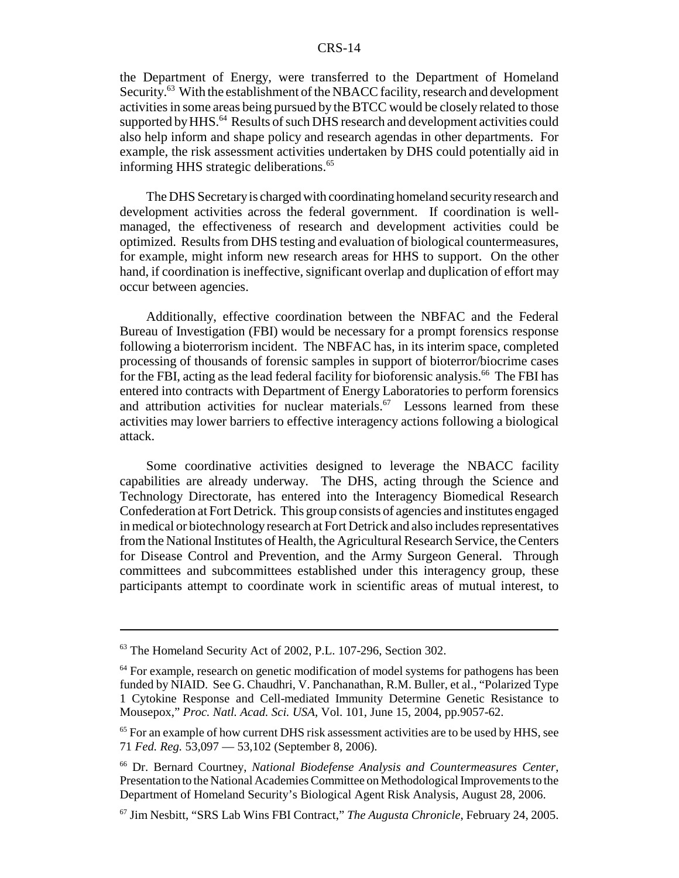the Department of Energy, were transferred to the Department of Homeland Security.[63] With the establishment of the NBACC facility, research and development activities in some areas being pursued by the BTCC would be closely related to those supported by HHS.[64] Results of such DHS research and development activities could also help inform and shape policy and research agendas in other departments. For example, the risk assessment activities undertaken by DHS could potentially aid in informing HHS strategic deliberations.[65]

The DHS Secretary is charged with coordinating homeland security research and development activities across the federal government. If coordination is well-managed, the effectiveness of research and development activities could be optimized. Results from DHS testing and evaluation of biological countermeasures, for example, might inform new research areas for HHS to support. On the other hand, if coordination is ineffective, significant overlap and duplication of effort may occur between agencies.

Additionally, effective coordination between the NBFAC and the Federal Bureau of Investigation (FBI) would be necessary for a prompt forensics response following a bioterrorism incident. The NBFAC has, in its interim space, completed processing of thousands of forensic samples in support of bioterror/biocrime cases for the FBI, acting as the lead federal facility for bioforensic analysis.[66] The FBI has entered into contracts with Department of Energy Laboratories to perform forensics and attribution activities for nuclear materials.[67] Lessons learned from these activities may lower barriers to effective interagency actions following a biological attack.

Some coordinative activities designed to leverage the NBACC facility capabilities are already underway. The DHS, acting through the Science and Technology Directorate, has entered into the Interagency Biomedical Research Confederation at Fort Detrick. This group consists of agencies and institutes engaged in medical or biotechnology research at Fort Detrick and also includes representatives from the National Institutes of Health, the Agricultural Research Service, the Centers for Disease Control and Prevention, and the Army Surgeon General. Through committees and subcommittees established under this interagency group, these participants attempt to coordinate work in scientific areas of mutual interest, to

---

[63] The Homeland Security Act of 2002, P.L. 107-296, Section 302.

[64] For example, research on genetic modification of model systems for pathogens has been funded by NIAID. See G. Chaudhri, V. Panchanathan, R.M. Buller, et al., "Polarized Type 1 Cytokine Response and Cell-mediated Immunity Determine Genetic Resistance to Mousepox," *Proc. Natl. Acad. Sci. USA*, Vol. 101, June 15, 2004, pp.9057-62.

[65] For an example of how current DHS risk assessment activities are to be used by HHS, see 71 *Fed. Reg.* 53,097 — 53,102 (September 8, 2006).

[66] Dr. Bernard Courtney, *National Biodefense Analysis and Countermeasures Center*, Presentation to the National Academies Committee on Methodological Improvements to the Department of Homeland Security's Biological Agent Risk Analysis, August 28, 2006.

[67] Jim Nesbitt, "SRS Lab Wins FBI Contract," *The Augusta Chronicle*, February 24, 2005.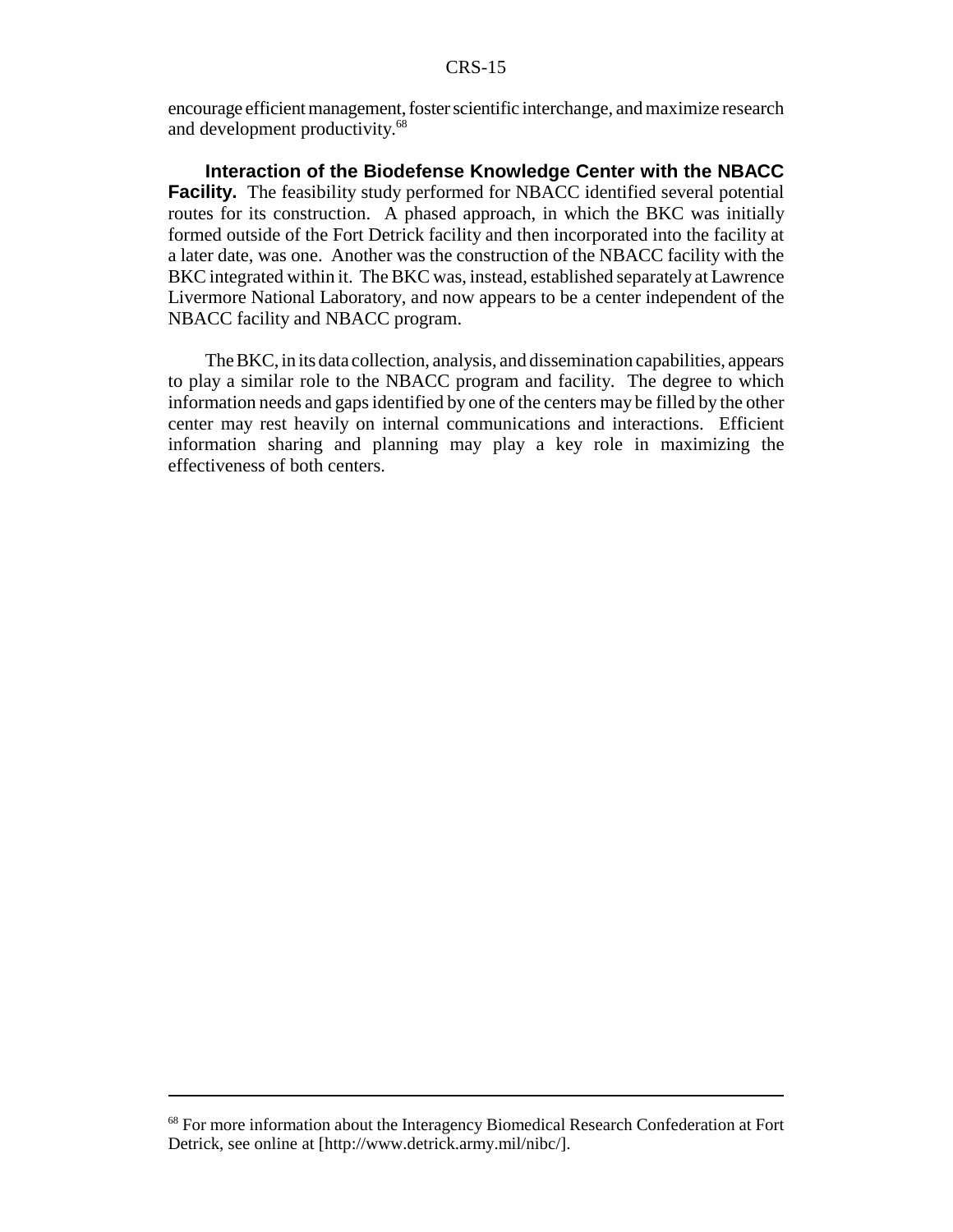encourage efficient management, foster scientific interchange, and maximize research and development productivity.[68]

**Interaction of the Biodefense Knowledge Center with the NBACC Facility.** The feasibility study performed for NBACC identified several potential routes for its construction. A phased approach, in which the BKC was initially formed outside of the Fort Detrick facility and then incorporated into the facility at a later date, was one. Another was the construction of the NBACC facility with the BKC integrated within it. The BKC was, instead, established separately at Lawrence Livermore National Laboratory, and now appears to be a center independent of the NBACC facility and NBACC program.

The BKC, in its data collection, analysis, and dissemination capabilities, appears to play a similar role to the NBACC program and facility. The degree to which information needs and gaps identified by one of the centers may be filled by the other center may rest heavily on internal communications and interactions. Efficient information sharing and planning may play a key role in maximizing the effectiveness of both centers.

---

[68] For more information about the Interagency Biomedical Research Confederation at Fort Detrick, see online at [http://www.detrick.army.mil/nibc/].